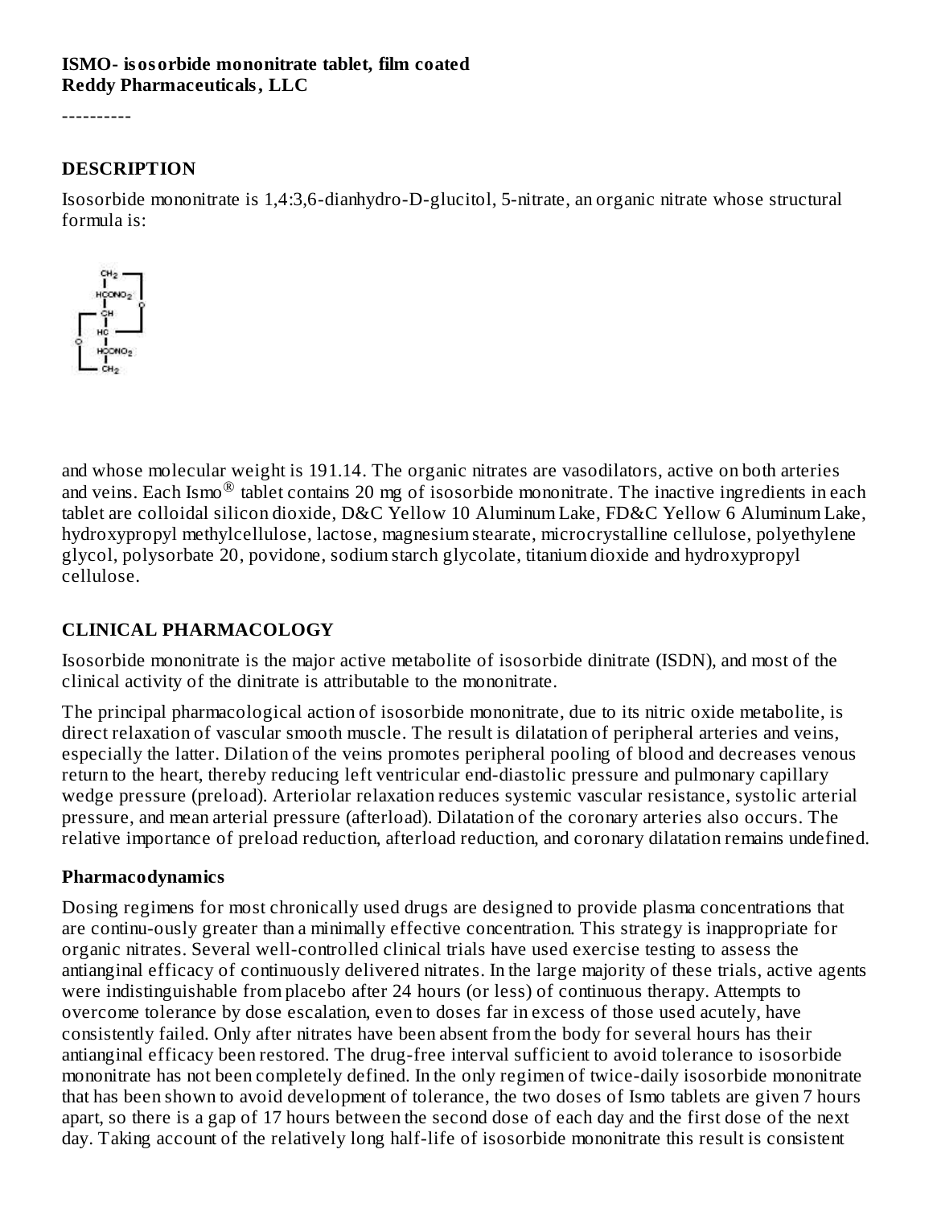**ISMO- isosorbide mononitrate tablet, film coated**
**Reddy Pharmaceuticals, LLC**

----------

## DESCRIPTION

Isosorbide mononitrate is 1,4:3,6-dianhydro-D-glucitol, 5-nitrate, an organic nitrate whose structural formula is:

and whose molecular weight is 191.14. The organic nitrates are vasodilators, active on both arteries and veins. Each Ismo® tablet contains 20 mg of isosorbide mononitrate. The inactive ingredients in each tablet are colloidal silicon dioxide, D&C Yellow 10 Aluminum Lake, FD&C Yellow 6 Aluminum Lake, hydroxypropyl methylcellulose, lactose, magnesium stearate, microcrystalline cellulose, polyethylene glycol, polysorbate 20, povidone, sodium starch glycolate, titanium dioxide and hydroxypropyl cellulose.

## CLINICAL PHARMACOLOGY

Isosorbide mononitrate is the major active metabolite of isosorbide dinitrate (ISDN), and most of the clinical activity of the dinitrate is attributable to the mononitrate.

The principal pharmacological action of isosorbide mononitrate, due to its nitric oxide metabolite, is direct relaxation of vascular smooth muscle. The result is dilatation of peripheral arteries and veins, especially the latter. Dilation of the veins promotes peripheral pooling of blood and decreases venous return to the heart, thereby reducing left ventricular end-diastolic pressure and pulmonary capillary wedge pressure (preload). Arteriolar relaxation reduces systemic vascular resistance, systolic arterial pressure, and mean arterial pressure (afterload). Dilatation of the coronary arteries also occurs. The relative importance of preload reduction, afterload reduction, and coronary dilatation remains undefined.

### Pharmacodynamics

Dosing regimens for most chronically used drugs are designed to provide plasma concentrations that are continu-ously greater than a minimally effective concentration. This strategy is inappropriate for organic nitrates. Several well-controlled clinical trials have used exercise testing to assess the antianginal efficacy of continuously delivered nitrates. In the large majority of these trials, active agents were indistinguishable from placebo after 24 hours (or less) of continuous therapy. Attempts to overcome tolerance by dose escalation, even to doses far in excess of those used acutely, have consistently failed. Only after nitrates have been absent from the body for several hours has their antianginal efficacy been restored. The drug-free interval sufficient to avoid tolerance to isosorbide mononitrate has not been completely defined. In the only regimen of twice-daily isosorbide mononitrate that has been shown to avoid development of tolerance, the two doses of Ismo tablets are given 7 hours apart, so there is a gap of 17 hours between the second dose of each day and the first dose of the next day. Taking account of the relatively long half-life of isosorbide mononitrate this result is consistent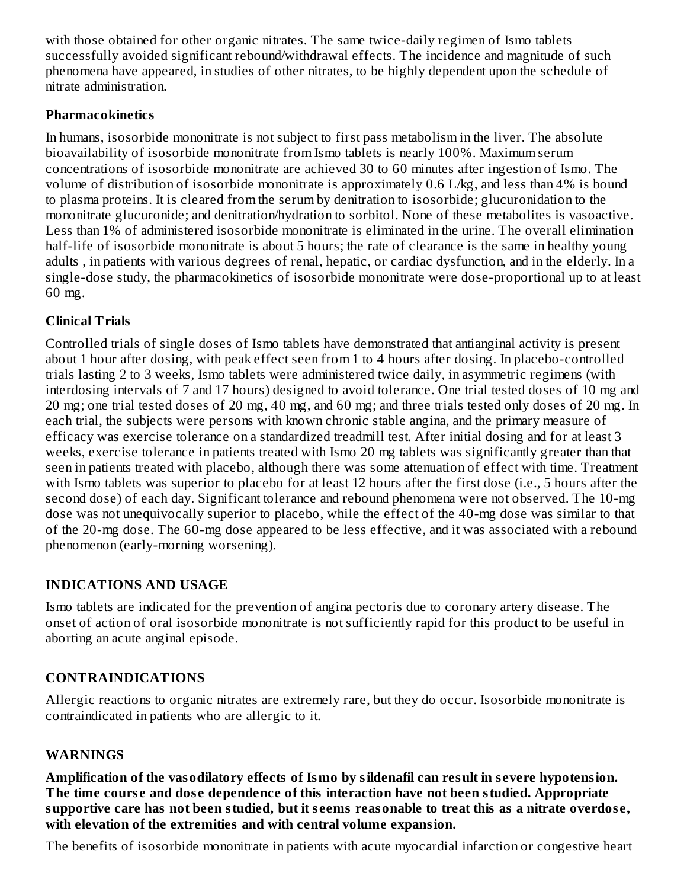with those obtained for other organic nitrates. The same twice-daily regimen of Ismo tablets successfully avoided significant rebound/withdrawal effects. The incidence and magnitude of such phenomena have appeared, in studies of other nitrates, to be highly dependent upon the schedule of nitrate administration.

### Pharmacokinetics

In humans, isosorbide mononitrate is not subject to first pass metabolism in the liver. The absolute bioavailability of isosorbide mononitrate from Ismo tablets is nearly 100%. Maximum serum concentrations of isosorbide mononitrate are achieved 30 to 60 minutes after ingestion of Ismo. The volume of distribution of isosorbide mononitrate is approximately 0.6 L/kg, and less than 4% is bound to plasma proteins. It is cleared from the serum by denitration to isosorbide; glucuronidation to the mononitrate glucuronide; and denitration/hydration to sorbitol. None of these metabolites is vasoactive. Less than 1% of administered isosorbide mononitrate is eliminated in the urine. The overall elimination half-life of isosorbide mononitrate is about 5 hours; the rate of clearance is the same in healthy young adults , in patients with various degrees of renal, hepatic, or cardiac dysfunction, and in the elderly. In a single-dose study, the pharmacokinetics of isosorbide mononitrate were dose-proportional up to at least 60 mg.

### Clinical Trials

Controlled trials of single doses of Ismo tablets have demonstrated that antianginal activity is present about 1 hour after dosing, with peak effect seen from 1 to 4 hours after dosing. In placebo-controlled trials lasting 2 to 3 weeks, Ismo tablets were administered twice daily, in asymmetric regimens (with interdosing intervals of 7 and 17 hours) designed to avoid tolerance. One trial tested doses of 10 mg and 20 mg; one trial tested doses of 20 mg, 40 mg, and 60 mg; and three trials tested only doses of 20 mg. In each trial, the subjects were persons with known chronic stable angina, and the primary measure of efficacy was exercise tolerance on a standardized treadmill test. After initial dosing and for at least 3 weeks, exercise tolerance in patients treated with Ismo 20 mg tablets was significantly greater than that seen in patients treated with placebo, although there was some attenuation of effect with time. Treatment with Ismo tablets was superior to placebo for at least 12 hours after the first dose (i.e., 5 hours after the second dose) of each day. Significant tolerance and rebound phenomena were not observed. The 10-mg dose was not unequivocally superior to placebo, while the effect of the 40-mg dose was similar to that of the 20-mg dose. The 60-mg dose appeared to be less effective, and it was associated with a rebound phenomenon (early-morning worsening).

## INDICATIONS AND USAGE

Ismo tablets are indicated for the prevention of angina pectoris due to coronary artery disease. The onset of action of oral isosorbide mononitrate is not sufficiently rapid for this product to be useful in aborting an acute anginal episode.

## CONTRAINDICATIONS

Allergic reactions to organic nitrates are extremely rare, but they do occur. Isosorbide mononitrate is contraindicated in patients who are allergic to it.

## WARNINGS

**Amplification of the vasodilatory effects of Ismo by sildenafil can result in severe hypotension. The time course and dose dependence of this interaction have not been studied. Appropriate supportive care has not been studied, but it seems reasonable to treat this as a nitrate overdose, with elevation of the extremities and with central volume expansion.**

The benefits of isosorbide mononitrate in patients with acute myocardial infarction or congestive heart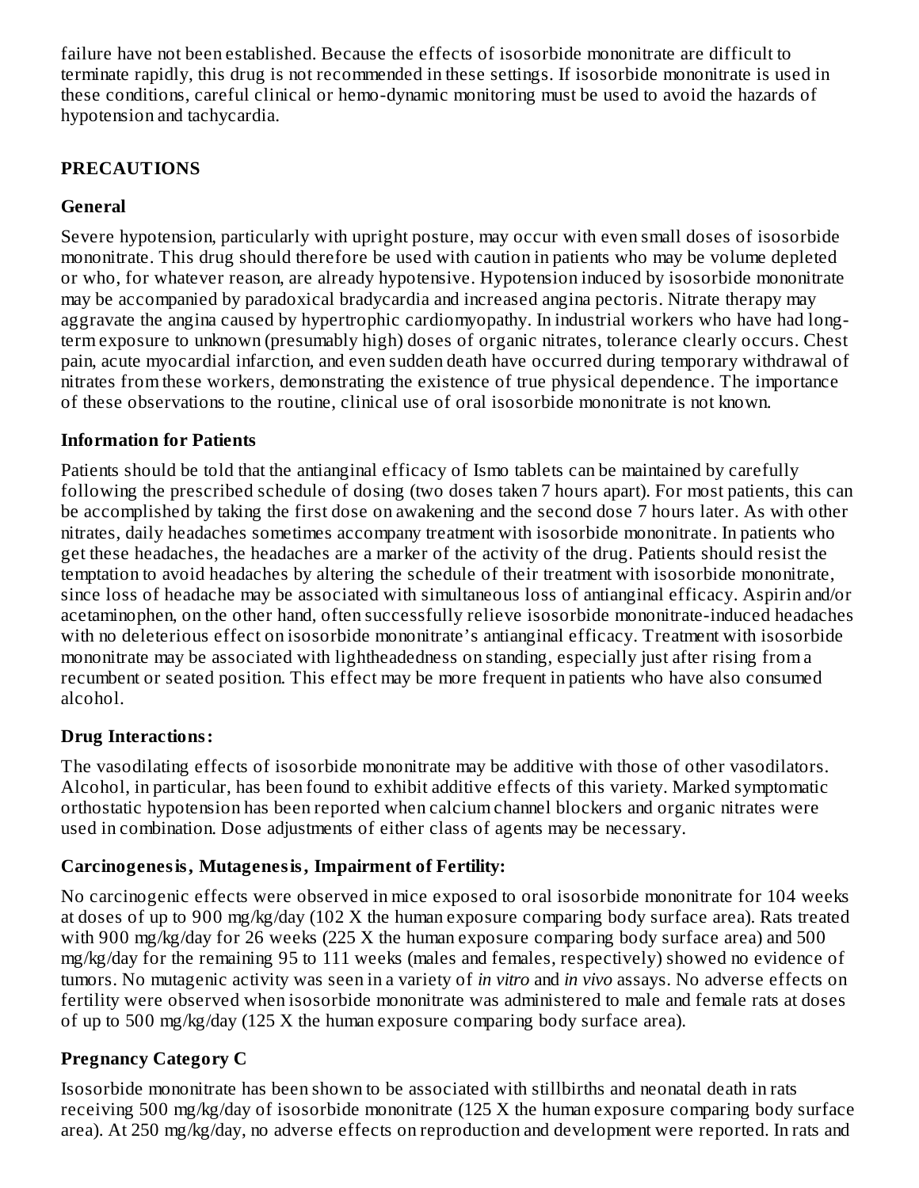failure have not been established. Because the effects of isosorbide mononitrate are difficult to terminate rapidly, this drug is not recommended in these settings. If isosorbide mononitrate is used in these conditions, careful clinical or hemo-dynamic monitoring must be used to avoid the hazards of hypotension and tachycardia.

## PRECAUTIONS

### General

Severe hypotension, particularly with upright posture, may occur with even small doses of isosorbide mononitrate. This drug should therefore be used with caution in patients who may be volume depleted or who, for whatever reason, are already hypotensive. Hypotension induced by isosorbide mononitrate may be accompanied by paradoxical bradycardia and increased angina pectoris. Nitrate therapy may aggravate the angina caused by hypertrophic cardiomyopathy. In industrial workers who have had long-term exposure to unknown (presumably high) doses of organic nitrates, tolerance clearly occurs. Chest pain, acute myocardial infarction, and even sudden death have occurred during temporary withdrawal of nitrates from these workers, demonstrating the existence of true physical dependence. The importance of these observations to the routine, clinical use of oral isosorbide mononitrate is not known.

### Information for Patients

Patients should be told that the antianginal efficacy of Ismo tablets can be maintained by carefully following the prescribed schedule of dosing (two doses taken 7 hours apart). For most patients, this can be accomplished by taking the first dose on awakening and the second dose 7 hours later. As with other nitrates, daily headaches sometimes accompany treatment with isosorbide mononitrate. In patients who get these headaches, the headaches are a marker of the activity of the drug. Patients should resist the temptation to avoid headaches by altering the schedule of their treatment with isosorbide mononitrate, since loss of headache may be associated with simultaneous loss of antianginal efficacy. Aspirin and/or acetaminophen, on the other hand, often successfully relieve isosorbide mononitrate-induced headaches with no deleterious effect on isosorbide mononitrate's antianginal efficacy. Treatment with isosorbide mononitrate may be associated with lightheadedness on standing, especially just after rising from a recumbent or seated position. This effect may be more frequent in patients who have also consumed alcohol.

### Drug Interactions:

The vasodilating effects of isosorbide mononitrate may be additive with those of other vasodilators. Alcohol, in particular, has been found to exhibit additive effects of this variety. Marked symptomatic orthostatic hypotension has been reported when calcium channel blockers and organic nitrates were used in combination. Dose adjustments of either class of agents may be necessary.

### Carcinogenesis, Mutagenesis, Impairment of Fertility:

No carcinogenic effects were observed in mice exposed to oral isosorbide mononitrate for 104 weeks at doses of up to 900 mg/kg/day (102 X the human exposure comparing body surface area). Rats treated with 900 mg/kg/day for 26 weeks (225 X the human exposure comparing body surface area) and 500 mg/kg/day for the remaining 95 to 111 weeks (males and females, respectively) showed no evidence of tumors. No mutagenic activity was seen in a variety of *in vitro* and *in vivo* assays. No adverse effects on fertility were observed when isosorbide mononitrate was administered to male and female rats at doses of up to 500 mg/kg/day (125 X the human exposure comparing body surface area).

### Pregnancy Category C

Isosorbide mononitrate has been shown to be associated with stillbirths and neonatal death in rats receiving 500 mg/kg/day of isosorbide mononitrate (125 X the human exposure comparing body surface area). At 250 mg/kg/day, no adverse effects on reproduction and development were reported. In rats and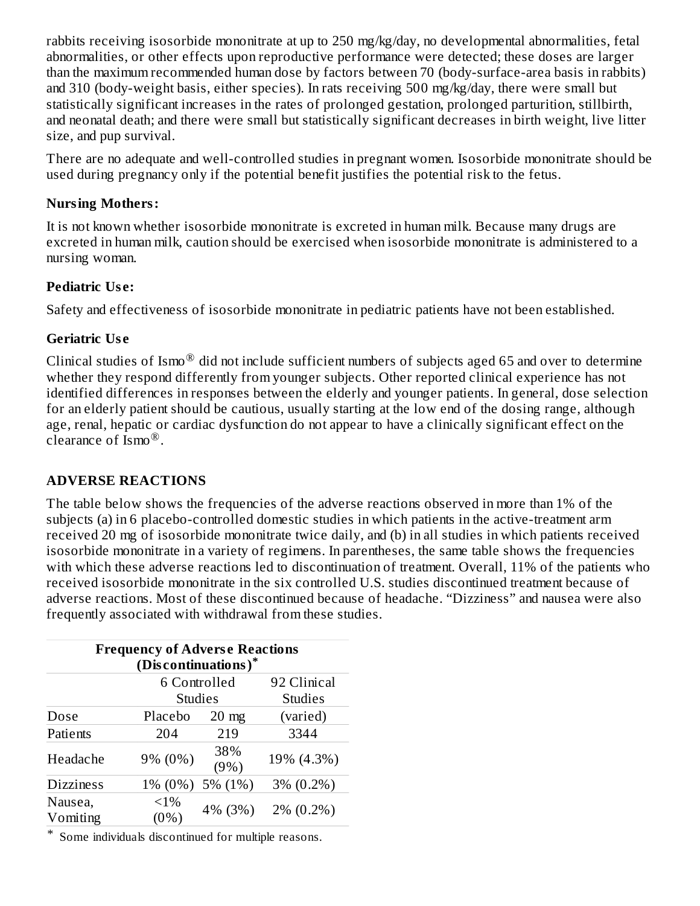rabbits receiving isosorbide mononitrate at up to 250 mg/kg/day, no developmental abnormalities, fetal abnormalities, or other effects upon reproductive performance were detected; these doses are larger than the maximum recommended human dose by factors between 70 (body-surface-area basis in rabbits) and 310 (body-weight basis, either species). In rats receiving 500 mg/kg/day, there were small but statistically significant increases in the rates of prolonged gestation, prolonged parturition, stillbirth, and neonatal death; and there were small but statistically significant decreases in birth weight, live litter size, and pup survival.

There are no adequate and well-controlled studies in pregnant women. Isosorbide mononitrate should be used during pregnancy only if the potential benefit justifies the potential risk to the fetus.

**Nursing Mothers:**

It is not known whether isosorbide mononitrate is excreted in human milk. Because many drugs are excreted in human milk, caution should be exercised when isosorbide mononitrate is administered to a nursing woman.

**Pediatric Use:**

Safety and effectiveness of isosorbide mononitrate in pediatric patients have not been established.

**Geriatric Use**

Clinical studies of Ismo® did not include sufficient numbers of subjects aged 65 and over to determine whether they respond differently from younger subjects. Other reported clinical experience has not identified differences in responses between the elderly and younger patients. In general, dose selection for an elderly patient should be cautious, usually starting at the low end of the dosing range, although age, renal, hepatic or cardiac dysfunction do not appear to have a clinically significant effect on the clearance of Ismo®.

## ADVERSE REACTIONS

The table below shows the frequencies of the adverse reactions observed in more than 1% of the subjects (a) in 6 placebo-controlled domestic studies in which patients in the active-treatment arm received 20 mg of isosorbide mononitrate twice daily, and (b) in all studies in which patients received isosorbide mononitrate in a variety of regimens. In parentheses, the same table shows the frequencies with which these adverse reactions led to discontinuation of treatment. Overall, 11% of the patients who received isosorbide mononitrate in the six controlled U.S. studies discontinued treatment because of adverse reactions. Most of these discontinued because of headache. "Dizziness" and nausea were also frequently associated with withdrawal from these studies.

**Frequency of Adverse Reactions (Discontinuations)***

| | 6 Controlled Studies | | 92 Clinical Studies |
|---|---|---|---|
| Dose | Placebo | 20 mg | (varied) |
| Patients | 204 | 219 | 3344 |
| Headache | 9% (0%) | 38% (9%) | 19% (4.3%) |
| Dizziness | 1% (0%) | 5% (1%) | 3% (0.2%) |
| Nausea, Vomiting | <1% (0%) | 4% (3%) | 2% (0.2%) |

* Some individuals discontinued for multiple reasons.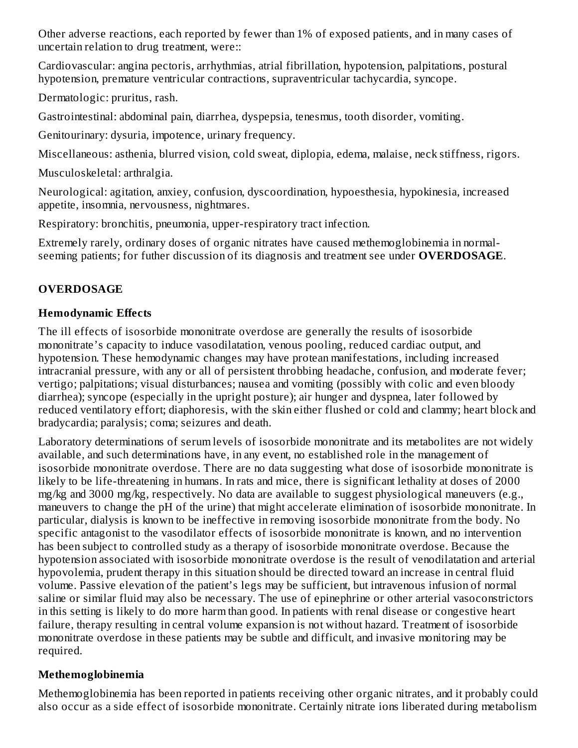Other adverse reactions, each reported by fewer than 1% of exposed patients, and in many cases of uncertain relation to drug treatment, were::

Cardiovascular: angina pectoris, arrhythmias, atrial fibrillation, hypotension, palpitations, postural hypotension, premature ventricular contractions, supraventricular tachycardia, syncope.

Dermatologic: pruritus, rash.

Gastrointestinal: abdominal pain, diarrhea, dyspepsia, tenesmus, tooth disorder, vomiting.

Genitourinary: dysuria, impotence, urinary frequency.

Miscellaneous: asthenia, blurred vision, cold sweat, diplopia, edema, malaise, neck stiffness, rigors.

Musculoskeletal: arthralgia.

Neurological: agitation, anxiey, confusion, dyscoordination, hypoesthesia, hypokinesia, increased appetite, insomnia, nervousness, nightmares.

Respiratory: bronchitis, pneumonia, upper-respiratory tract infection.

Extremely rarely, ordinary doses of organic nitrates have caused methemoglobinemia in normal-seeming patients; for futher discussion of its diagnosis and treatment see under **OVERDOSAGE**.

## OVERDOSAGE

### Hemodynamic Effects

The ill effects of isosorbide mononitrate overdose are generally the results of isosorbide mononitrate's capacity to induce vasodilatation, venous pooling, reduced cardiac output, and hypotension. These hemodynamic changes may have protean manifestations, including increased intracranial pressure, with any or all of persistent throbbing headache, confusion, and moderate fever; vertigo; palpitations; visual disturbances; nausea and vomiting (possibly with colic and even bloody diarrhea); syncope (especially in the upright posture); air hunger and dyspnea, later followed by reduced ventilatory effort; diaphoresis, with the skin either flushed or cold and clammy; heart block and bradycardia; paralysis; coma; seizures and death.

Laboratory determinations of serum levels of isosorbide mononitrate and its metabolites are not widely available, and such determinations have, in any event, no established role in the management of isosorbide mononitrate overdose. There are no data suggesting what dose of isosorbide mononitrate is likely to be life-threatening in humans. In rats and mice, there is significant lethality at doses of 2000 mg/kg and 3000 mg/kg, respectively. No data are available to suggest physiological maneuvers (e.g., maneuvers to change the pH of the urine) that might accelerate elimination of isosorbide mononitrate. In particular, dialysis is known to be ineffective in removing isosorbide mononitrate from the body. No specific antagonist to the vasodilator effects of isosorbide mononitrate is known, and no intervention has been subject to controlled study as a therapy of isosorbide mononitrate overdose. Because the hypotension associated with isosorbide mononitrate overdose is the result of venodilatation and arterial hypovolemia, prudent therapy in this situation should be directed toward an increase in central fluid volume. Passive elevation of the patient's legs may be sufficient, but intravenous infusion of normal saline or similar fluid may also be necessary. The use of epinephrine or other arterial vasoconstrictors in this setting is likely to do more harm than good. In patients with renal disease or congestive heart failure, therapy resulting in central volume expansion is not without hazard. Treatment of isosorbide mononitrate overdose in these patients may be subtle and difficult, and invasive monitoring may be required.

### Methemoglobinemia

Methemoglobinemia has been reported in patients receiving other organic nitrates, and it probably could also occur as a side effect of isosorbide mononitrate. Certainly nitrate ions liberated during metabolism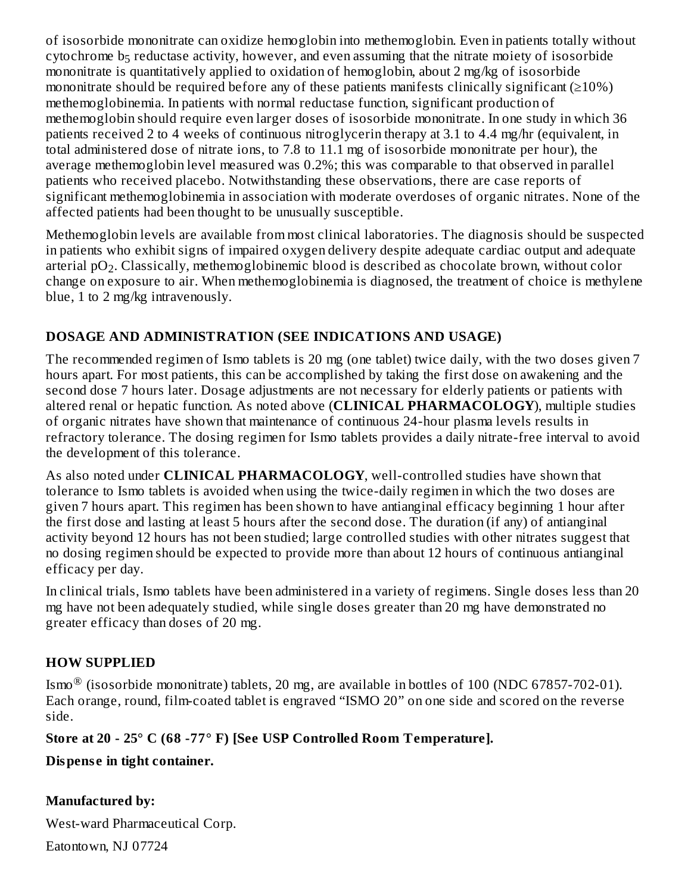of isosorbide mononitrate can oxidize hemoglobin into methemoglobin. Even in patients totally without cytochrome $b_5$ reductase activity, however, and even assuming that the nitrate moiety of isosorbide mononitrate is quantitatively applied to oxidation of hemoglobin, about 2 mg/kg of isosorbide mononitrate should be required before any of these patients manifests clinically significant ($\geq$10%) methemoglobinemia. In patients with normal reductase function, significant production of methemoglobin should require even larger doses of isosorbide mononitrate. In one study in which 36 patients received 2 to 4 weeks of continuous nitroglycerin therapy at 3.1 to 4.4 mg/hr (equivalent, in total administered dose of nitrate ions, to 7.8 to 11.1 mg of isosorbide mononitrate per hour), the average methemoglobin level measured was 0.2%; this was comparable to that observed in parallel patients who received placebo. Notwithstanding these observations, there are case reports of significant methemoglobinemia in association with moderate overdoses of organic nitrates. None of the affected patients had been thought to be unusually susceptible.

Methemoglobin levels are available from most clinical laboratories. The diagnosis should be suspected in patients who exhibit signs of impaired oxygen delivery despite adequate cardiac output and adequate arterial $pO_2$. Classically, methemoglobinemic blood is described as chocolate brown, without color change on exposure to air. When methemoglobinemia is diagnosed, the treatment of choice is methylene blue, 1 to 2 mg/kg intravenously.

## DOSAGE AND ADMINISTRATION (SEE INDICATIONS AND USAGE)

The recommended regimen of Ismo tablets is 20 mg (one tablet) twice daily, with the two doses given 7 hours apart. For most patients, this can be accomplished by taking the first dose on awakening and the second dose 7 hours later. Dosage adjustments are not necessary for elderly patients or patients with altered renal or hepatic function. As noted above (**CLINICAL PHARMACOLOGY**), multiple studies of organic nitrates have shown that maintenance of continuous 24-hour plasma levels results in refractory tolerance. The dosing regimen for Ismo tablets provides a daily nitrate-free interval to avoid the development of this tolerance.

As also noted under **CLINICAL PHARMACOLOGY**, well-controlled studies have shown that tolerance to Ismo tablets is avoided when using the twice-daily regimen in which the two doses are given 7 hours apart. This regimen has been shown to have antianginal efficacy beginning 1 hour after the first dose and lasting at least 5 hours after the second dose. The duration (if any) of antianginal activity beyond 12 hours has not been studied; large controlled studies with other nitrates suggest that no dosing regimen should be expected to provide more than about 12 hours of continuous antianginal efficacy per day.

In clinical trials, Ismo tablets have been administered in a variety of regimens. Single doses less than 20 mg have not been adequately studied, while single doses greater than 20 mg have demonstrated no greater efficacy than doses of 20 mg.

## HOW SUPPLIED

Ismo® (isosorbide mononitrate) tablets, 20 mg, are available in bottles of 100 (NDC 67857-702-01). Each orange, round, film-coated tablet is engraved “ISMO 20” on one side and scored on the reverse side.

**Store at 20 - 25° C (68 -77° F) [See USP Controlled Room Temperature].**

**Dispense in tight container.**

**Manufactured by:**

West-ward Pharmaceutical Corp.

Eatontown, NJ 07724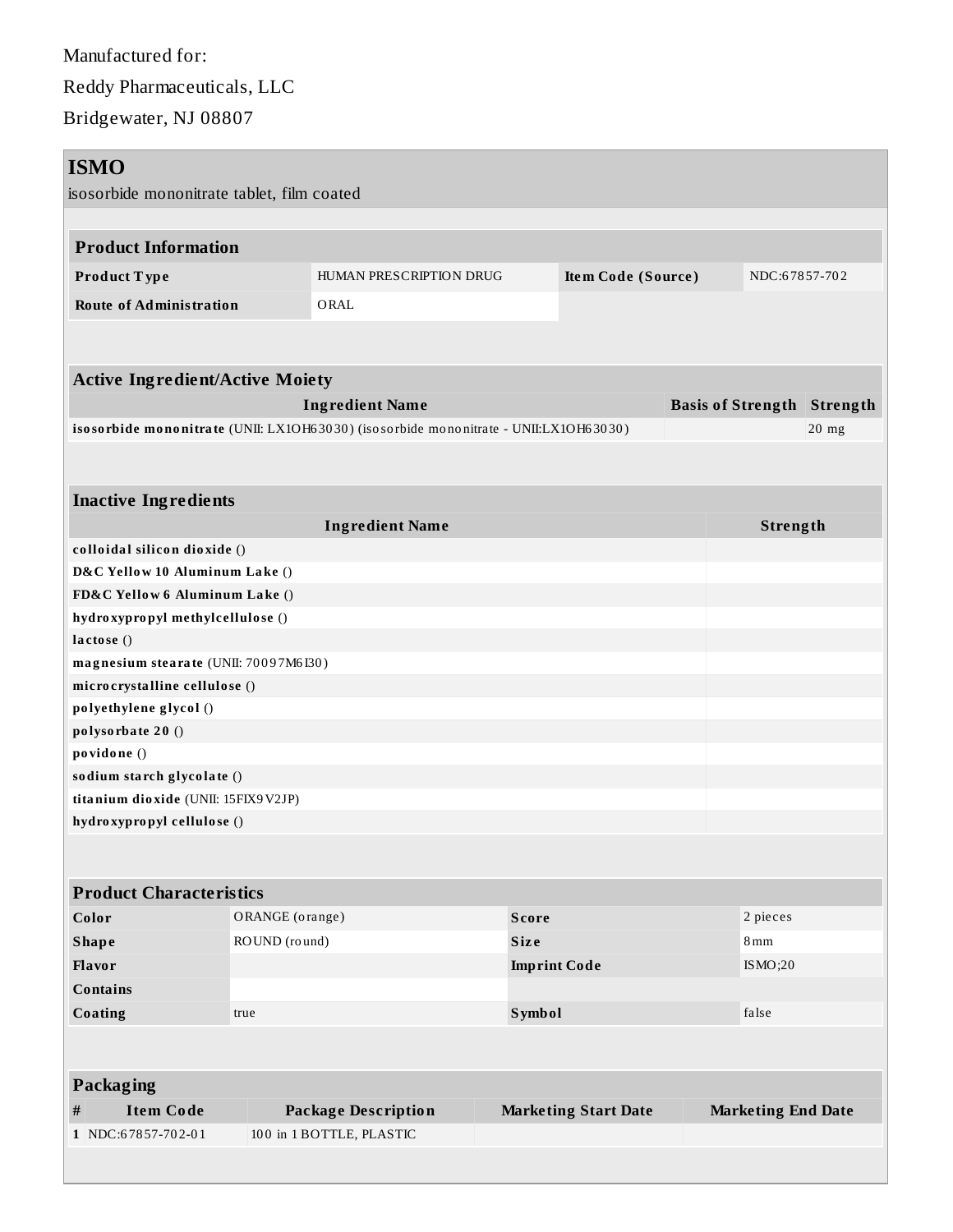Manufactured for:

Reddy Pharmaceuticals, LLC

Bridgewater, NJ 08807

## ISMO

isosorbide mononitrate tablet, film coated

### Product Information

| | | | |
|---|---|---|---|
| **Product Type** | HUMAN PRESCRIPTION DRUG | **Item Code (Source)** | NDC:67857-702 |
| **Route of Administration** | ORAL | | |

### Active Ingredient/Active Moiety

| Ingredient Name | Basis of Strength | Strength |
|---|---|---|
| **isosorbide mononitrate** (UNII: LX1OH63030) (isosorbide mononitrate - UNII:LX1OH63030) | | 20 mg |

### Inactive Ingredients

| Ingredient Name | Strength |
|---|---|
| **colloidal silicon dioxide** () | |
| **D&C Yellow 10 Aluminum Lake** () | |
| **FD&C Yellow 6 Aluminum Lake** () | |
| **hydroxypropyl methylcellulose** () | |
| **lactose** () | |
| **magnesium stearate** (UNII: 70097M6I30) | |
| **microcrystalline cellulose** () | |
| **polyethylene glycol** () | |
| **polysorbate 20** () | |
| **povidone** () | |
| **sodium starch glycolate** () | |
| **titanium dioxide** (UNII: 15FIX9V2JP) | |
| **hydroxypropyl cellulose** () | |

### Product Characteristics

| | | | |
|---|---|---|---|
| **Color** | ORANGE (orange) | **Score** | 2 pieces |
| **Shape** | ROUND (round) | **Size** | 8mm |
| **Flavor** | | **Imprint Code** | ISMO;20 |
| **Contains** | | | |
| **Coating** | true | **Symbol** | false |

### Packaging

| # | Item Code | Package Description | Marketing Start Date | Marketing End Date |
|---|---|---|---|---|
| 1 | NDC:67857-702-01 | 100 in 1 BOTTLE, PLASTIC | | |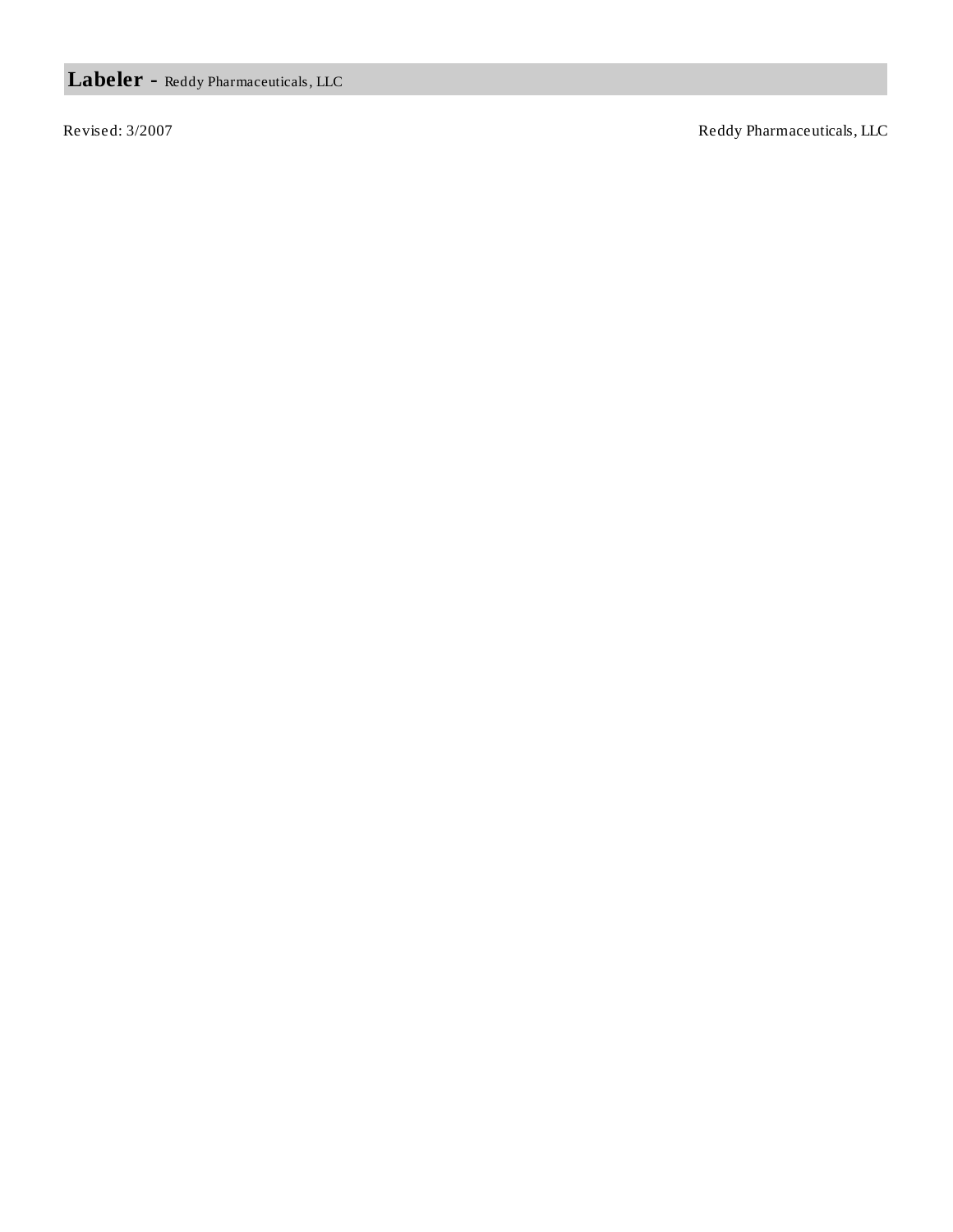**Labeler -** Reddy Pharmaceuticals, LLC

Revised: 3/2007

Reddy Pharmaceuticals, LLC